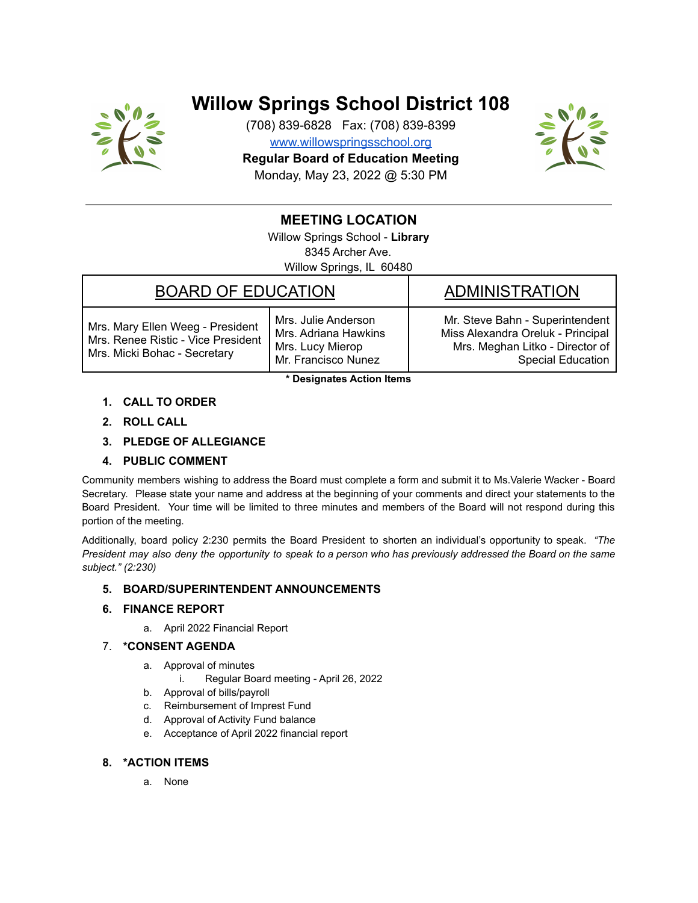# Willow Springs School District 108

(708) 839-6828 Fax: (708) 839-8399
www.willowspringsschool.org
**Regular Board of Education Meeting**
Monday, May 23, 2022 @ 5:30 PM

## MEETING LOCATION

Willow Springs School - **Library**
8345 Archer Ave.
Willow Springs, IL 60480

| BOARD OF EDUCATION | | ADMINISTRATION |
|---|---|---|
| Mrs. Mary Ellen Weeg - President<br>Mrs. Renee Ristic - Vice President<br>Mrs. Micki Bohac - Secretary | Mrs. Julie Anderson<br>Mrs. Adriana Hawkins<br>Mrs. Lucy Mierop<br>Mr. Francisco Nunez | Mr. Steve Bahn - Superintendent<br>Miss Alexandra Oreluk - Principal<br>Mrs. Meghan Litko - Director of Special Education |

**\* Designates Action Items**

1. **CALL TO ORDER**
2. **ROLL CALL**
3. **PLEDGE OF ALLEGIANCE**
4. **PUBLIC COMMENT**

Community members wishing to address the Board must complete a form and submit it to Ms.Valerie Wacker - Board Secretary. Please state your name and address at the beginning of your comments and direct your statements to the Board President. Your time will be limited to three minutes and members of the Board will not respond during this portion of the meeting.

Additionally, board policy 2:230 permits the Board President to shorten an individual's opportunity to speak. *"The President may also deny the opportunity to speak to a person who has previously addressed the Board on the same subject." (2:230)*

5. **BOARD/SUPERINTENDENT ANNOUNCEMENTS**
6. **FINANCE REPORT**
   a. April 2022 Financial Report
7. **\*CONSENT AGENDA**
   a. Approval of minutes
      i. Regular Board meeting - April 26, 2022
   b. Approval of bills/payroll
   c. Reimbursement of Imprest Fund
   d. Approval of Activity Fund balance
   e. Acceptance of April 2022 financial report
8. **\*ACTION ITEMS**
   a. None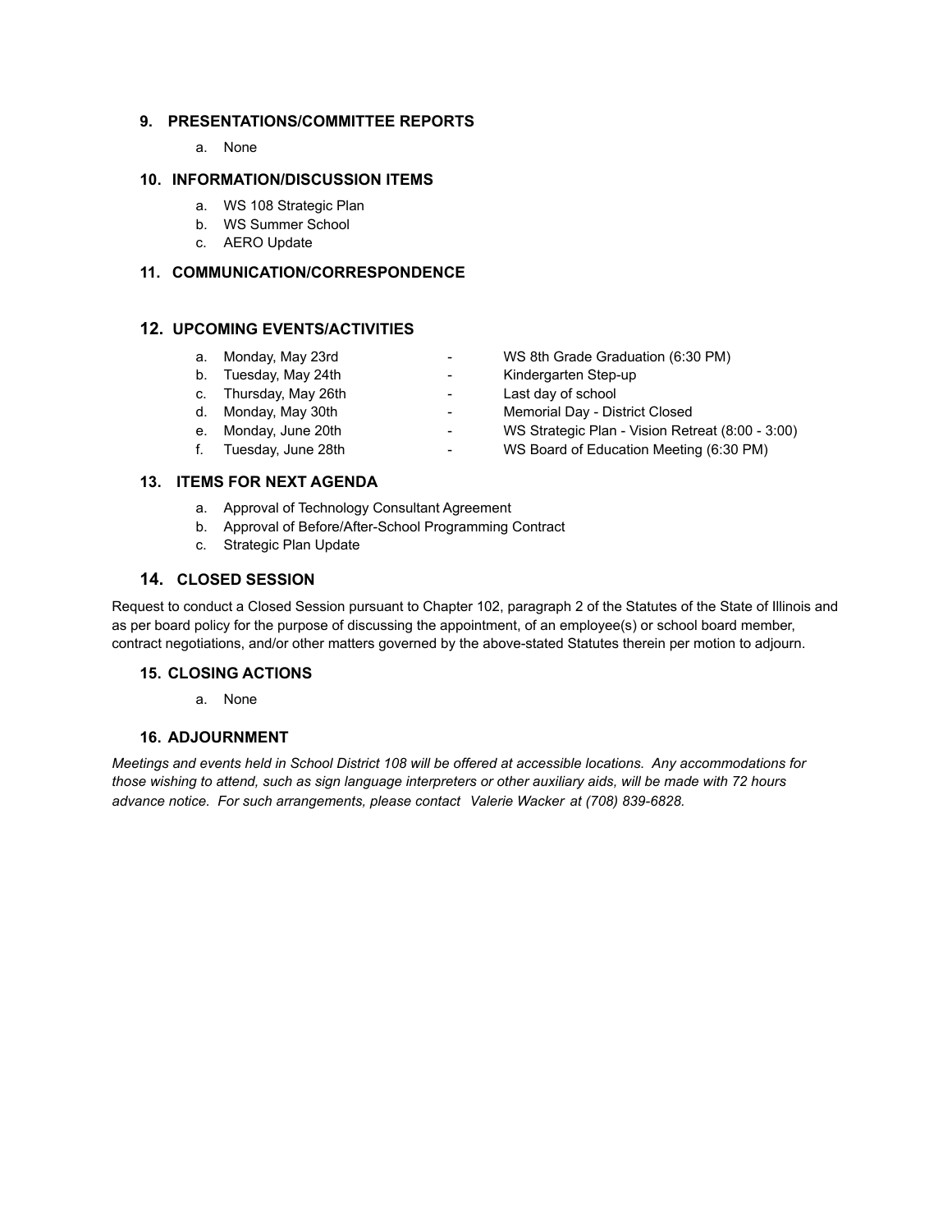## 9. PRESENTATIONS/COMMITTEE REPORTS

a. None

## 10. INFORMATION/DISCUSSION ITEMS

a. WS 108 Strategic Plan
b. WS Summer School
c. AERO Update

## 11. COMMUNICATION/CORRESPONDENCE

## 12. UPCOMING EVENTS/ACTIVITIES

a. Monday, May 23rd - WS 8th Grade Graduation (6:30 PM)
b. Tuesday, May 24th - Kindergarten Step-up
c. Thursday, May 26th - Last day of school
d. Monday, May 30th - Memorial Day - District Closed
e. Monday, June 20th - WS Strategic Plan - Vision Retreat (8:00 - 3:00)
f. Tuesday, June 28th - WS Board of Education Meeting (6:30 PM)

## 13. ITEMS FOR NEXT AGENDA

a. Approval of Technology Consultant Agreement
b. Approval of Before/After-School Programming Contract
c. Strategic Plan Update

## 14. CLOSED SESSION

Request to conduct a Closed Session pursuant to Chapter 102, paragraph 2 of the Statutes of the State of Illinois and as per board policy for the purpose of discussing the appointment, of an employee(s) or school board member, contract negotiations, and/or other matters governed by the above-stated Statutes therein per motion to adjourn.

## 15. CLOSING ACTIONS

a. None

## 16. ADJOURNMENT

*Meetings and events held in School District 108 will be offered at accessible locations. Any accommodations for those wishing to attend, such as sign language interpreters or other auxiliary aids, will be made with 72 hours advance notice. For such arrangements, please contact Valerie Wacker at (708) 839-6828.*